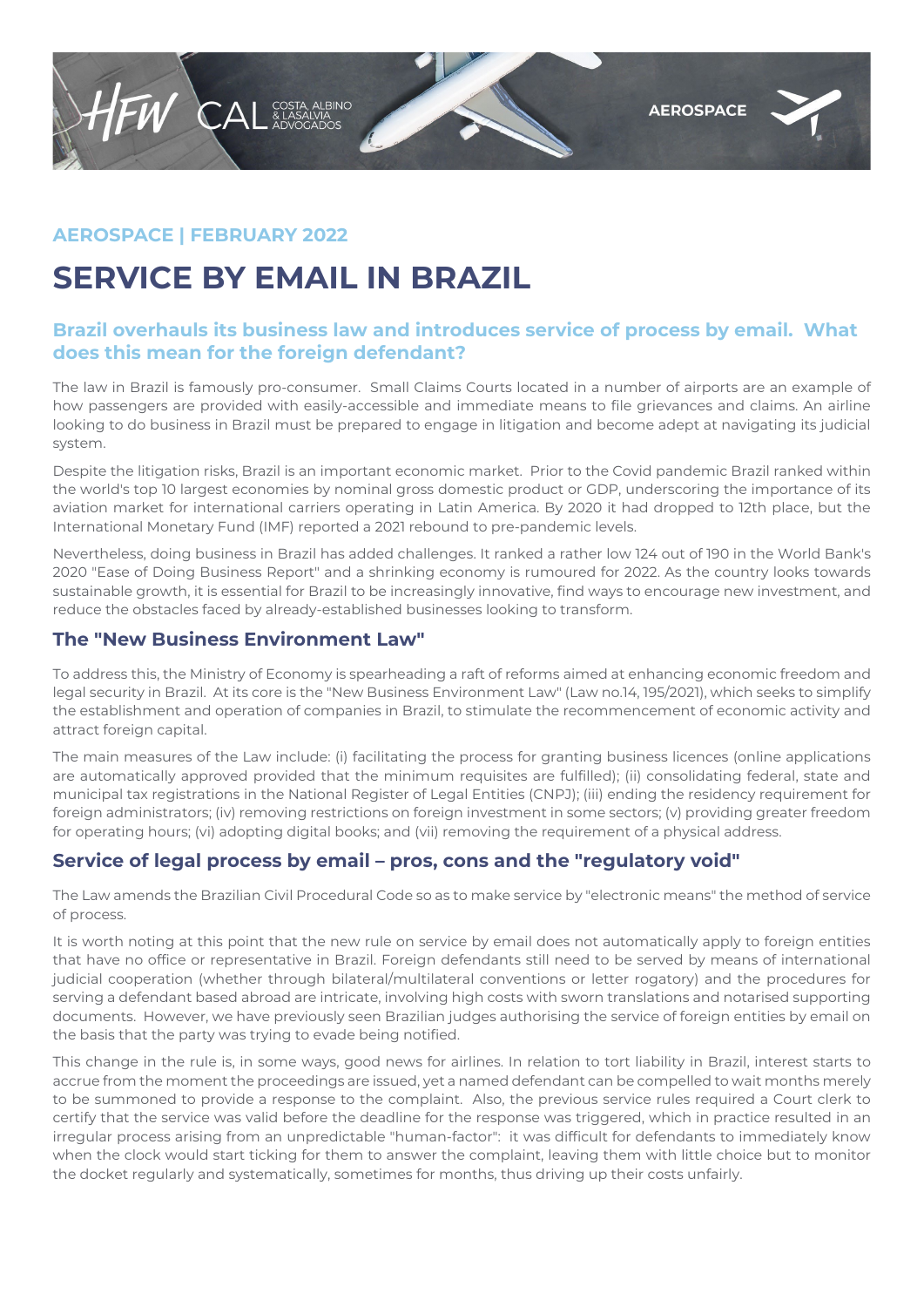AEROSPACE | FEBRUARY 2022

# SERVICE BY EMAIL IN BRAZIL

### Brazil overhauls its business law and introduces service of process by email. What does this mean for the foreign defendant?

The law in Brazil is famously pro-consumer. Small Claims Courts located in a number of airports are an example of how passengers are provided with easily-accessible and immediate means to file grievances and claims. An airline looking to do business in Brazil must be prepared to engage in litigation and become adept at navigating its judicial system.

Despite the litigation risks, Brazil is an important economic market. Prior to the Covid pandemic Brazil ranked within the world's top 10 largest economies by nominal gross domestic product or GDP, underscoring the importance of its aviation market for international carriers operating in Latin America. By 2020 it had dropped to 12th place, but the International Monetary Fund (IMF) reported a 2021 rebound to pre-pandemic levels.

Nevertheless, doing business in Brazil has added challenges. It ranked a rather low 124 out of 190 in the World Bank's 2020 "Ease of Doing Business Report" and a shrinking economy is rumoured for 2022. As the country looks towards sustainable growth, it is essential for Brazil to be increasingly innovative, find ways to encourage new investment, and reduce the obstacles faced by already-established businesses looking to transform.

### The "New Business Environment Law"

To address this, the Ministry of Economy is spearheading a raft of reforms aimed at enhancing economic freedom and legal security in Brazil. At its core is the "New Business Environment Law" (Law no.14, 195/2021), which seeks to simplify the establishment and operation of companies in Brazil, to stimulate the recommencement of economic activity and attract foreign capital.

The main measures of the Law include: (i) facilitating the process for granting business licences (online applications are automatically approved provided that the minimum requisites are fulfilled); (ii) consolidating federal, state and municipal tax registrations in the National Register of Legal Entities (CNPJ); (iii) ending the residency requirement for foreign administrators; (iv) removing restrictions on foreign investment in some sectors; (v) providing greater freedom for operating hours; (vi) adopting digital books; and (vii) removing the requirement of a physical address.

### Service of legal process by email – pros, cons and the "regulatory void"

The Law amends the Brazilian Civil Procedural Code so as to make service by "electronic means" the method of service of process.

It is worth noting at this point that the new rule on service by email does not automatically apply to foreign entities that have no office or representative in Brazil. Foreign defendants still need to be served by means of international judicial cooperation (whether through bilateral/multilateral conventions or letter rogatory) and the procedures for serving a defendant based abroad are intricate, involving high costs with sworn translations and notarised supporting documents. However, we have previously seen Brazilian judges authorising the service of foreign entities by email on the basis that the party was trying to evade being notified.

This change in the rule is, in some ways, good news for airlines. In relation to tort liability in Brazil, interest starts to accrue from the moment the proceedings are issued, yet a named defendant can be compelled to wait months merely to be summoned to provide a response to the complaint. Also, the previous service rules required a Court clerk to certify that the service was valid before the deadline for the response was triggered, which in practice resulted in an irregular process arising from an unpredictable "human-factor": it was difficult for defendants to immediately know when the clock would start ticking for them to answer the complaint, leaving them with little choice but to monitor the docket regularly and systematically, sometimes for months, thus driving up their costs unfairly.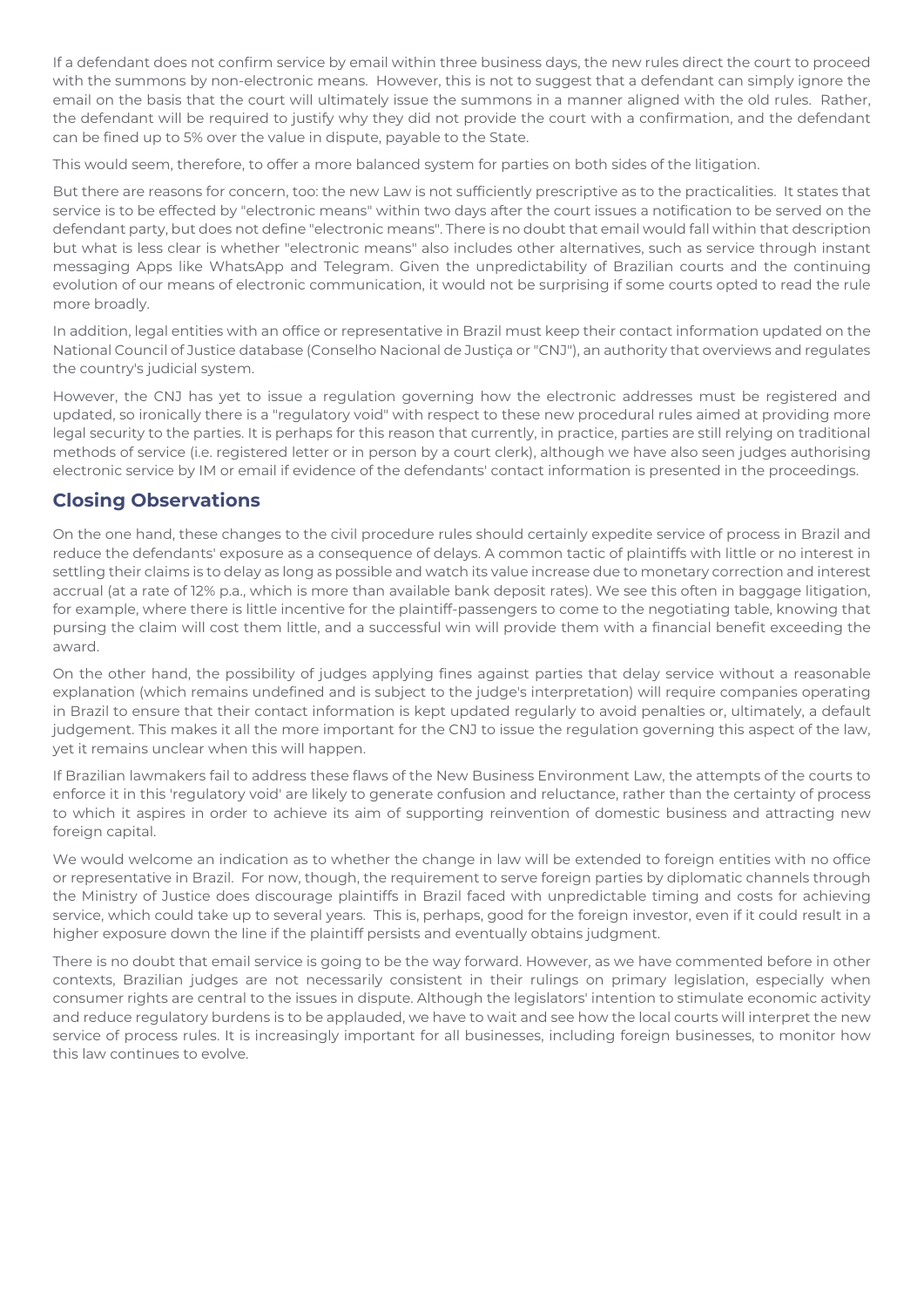If a defendant does not confirm service by email within three business days, the new rules direct the court to proceed with the summons by non-electronic means. However, this is not to suggest that a defendant can simply ignore the email on the basis that the court will ultimately issue the summons in a manner aligned with the old rules. Rather, the defendant will be required to justify why they did not provide the court with a confirmation, and the defendant can be fined up to 5% over the value in dispute, payable to the State.

This would seem, therefore, to offer a more balanced system for parties on both sides of the litigation.

But there are reasons for concern, too: the new Law is not sufficiently prescriptive as to the practicalities. It states that service is to be effected by "electronic means" within two days after the court issues a notification to be served on the defendant party, but does not define "electronic means". There is no doubt that email would fall within that description but what is less clear is whether "electronic means" also includes other alternatives, such as service through instant messaging Apps like WhatsApp and Telegram. Given the unpredictability of Brazilian courts and the continuing evolution of our means of electronic communication, it would not be surprising if some courts opted to read the rule more broadly.

In addition, legal entities with an office or representative in Brazil must keep their contact information updated on the National Council of Justice database (Conselho Nacional de Justiça or "CNJ"), an authority that overviews and regulates the country's judicial system.

However, the CNJ has yet to issue a regulation governing how the electronic addresses must be registered and updated, so ironically there is a "regulatory void" with respect to these new procedural rules aimed at providing more legal security to the parties. It is perhaps for this reason that currently, in practice, parties are still relying on traditional methods of service (i.e. registered letter or in person by a court clerk), although we have also seen judges authorising electronic service by IM or email if evidence of the defendants' contact information is presented in the proceedings.

## Closing Observations

On the one hand, these changes to the civil procedure rules should certainly expedite service of process in Brazil and reduce the defendants' exposure as a consequence of delays. A common tactic of plaintiffs with little or no interest in settling their claims is to delay as long as possible and watch its value increase due to monetary correction and interest accrual (at a rate of 12% p.a., which is more than available bank deposit rates). We see this often in baggage litigation, for example, where there is little incentive for the plaintiff-passengers to come to the negotiating table, knowing that pursing the claim will cost them little, and a successful win will provide them with a financial benefit exceeding the award.

On the other hand, the possibility of judges applying fines against parties that delay service without a reasonable explanation (which remains undefined and is subject to the judge's interpretation) will require companies operating in Brazil to ensure that their contact information is kept updated regularly to avoid penalties or, ultimately, a default judgement. This makes it all the more important for the CNJ to issue the regulation governing this aspect of the law, yet it remains unclear when this will happen.

If Brazilian lawmakers fail to address these flaws of the New Business Environment Law, the attempts of the courts to enforce it in this 'regulatory void' are likely to generate confusion and reluctance, rather than the certainty of process to which it aspires in order to achieve its aim of supporting reinvention of domestic business and attracting new foreign capital.

We would welcome an indication as to whether the change in law will be extended to foreign entities with no office or representative in Brazil. For now, though, the requirement to serve foreign parties by diplomatic channels through the Ministry of Justice does discourage plaintiffs in Brazil faced with unpredictable timing and costs for achieving service, which could take up to several years. This is, perhaps, good for the foreign investor, even if it could result in a higher exposure down the line if the plaintiff persists and eventually obtains judgment.

There is no doubt that email service is going to be the way forward. However, as we have commented before in other contexts, Brazilian judges are not necessarily consistent in their rulings on primary legislation, especially when consumer rights are central to the issues in dispute. Although the legislators' intention to stimulate economic activity and reduce regulatory burdens is to be applauded, we have to wait and see how the local courts will interpret the new service of process rules. It is increasingly important for all businesses, including foreign businesses, to monitor how this law continues to evolve.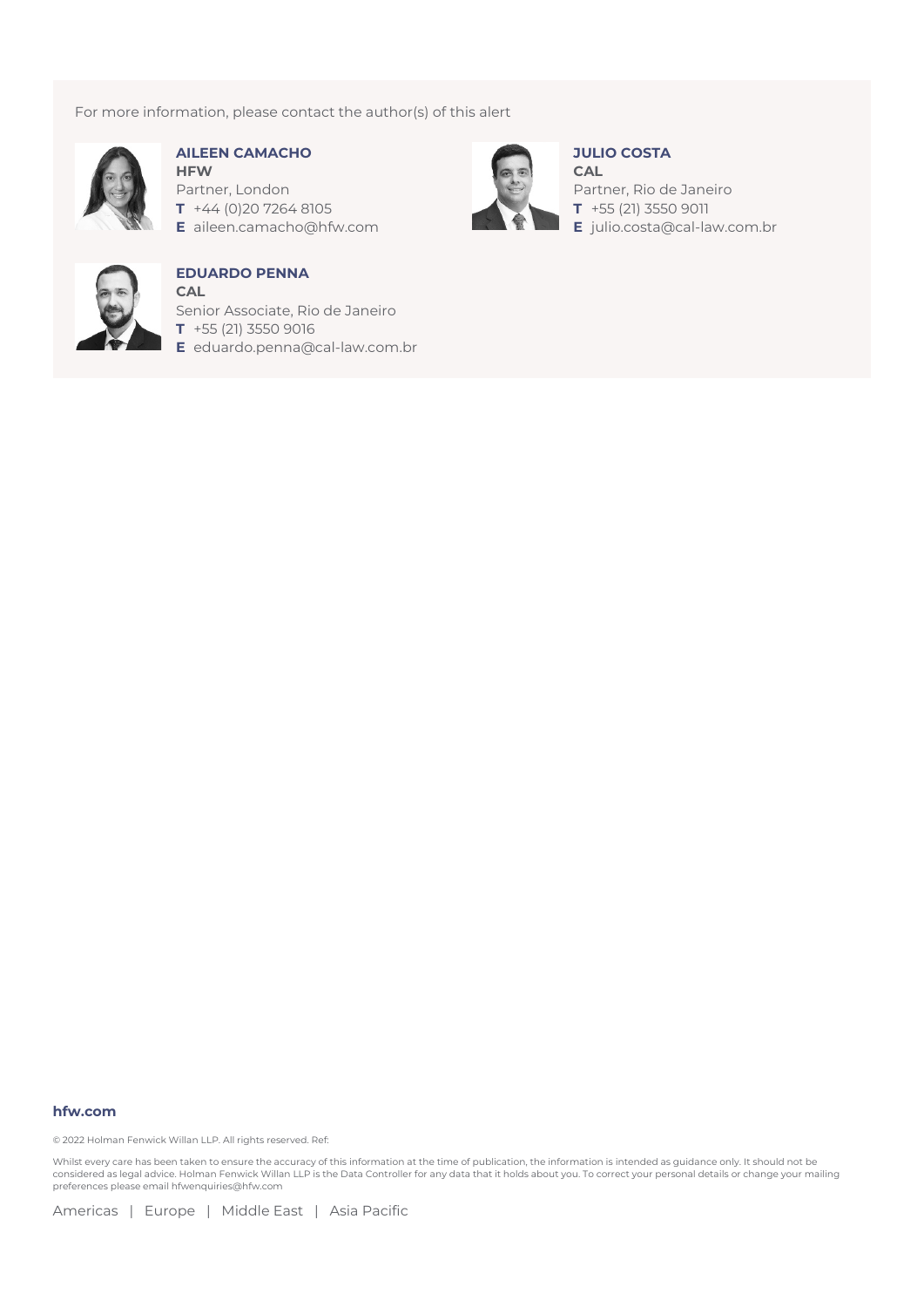For more information, please contact the author(s) of this alert

**AILEEN CAMACHO**
**HFW**
Partner, London
**T** +44 (0)20 7264 8105
**E** aileen.camacho@hfw.com

**JULIO COSTA**
**CAL**
Partner, Rio de Janeiro
**T** +55 (21) 3550 9011
**E** julio.costa@cal-law.com.br

**EDUARDO PENNA**
**CAL**
Senior Associate, Rio de Janeiro
**T** +55 (21) 3550 9016
**E** eduardo.penna@cal-law.com.br

**hfw.com**

© 2022 Holman Fenwick Willan LLP. All rights reserved. Ref:

Whilst every care has been taken to ensure the accuracy of this information at the time of publication, the information is intended as guidance only. It should not be considered as legal advice. Holman Fenwick Willan LLP is the Data Controller for any data that it holds about you. To correct your personal details or change your mailing preferences please email hfwenquiries@hfw.com

Americas | Europe | Middle East | Asia Pacific